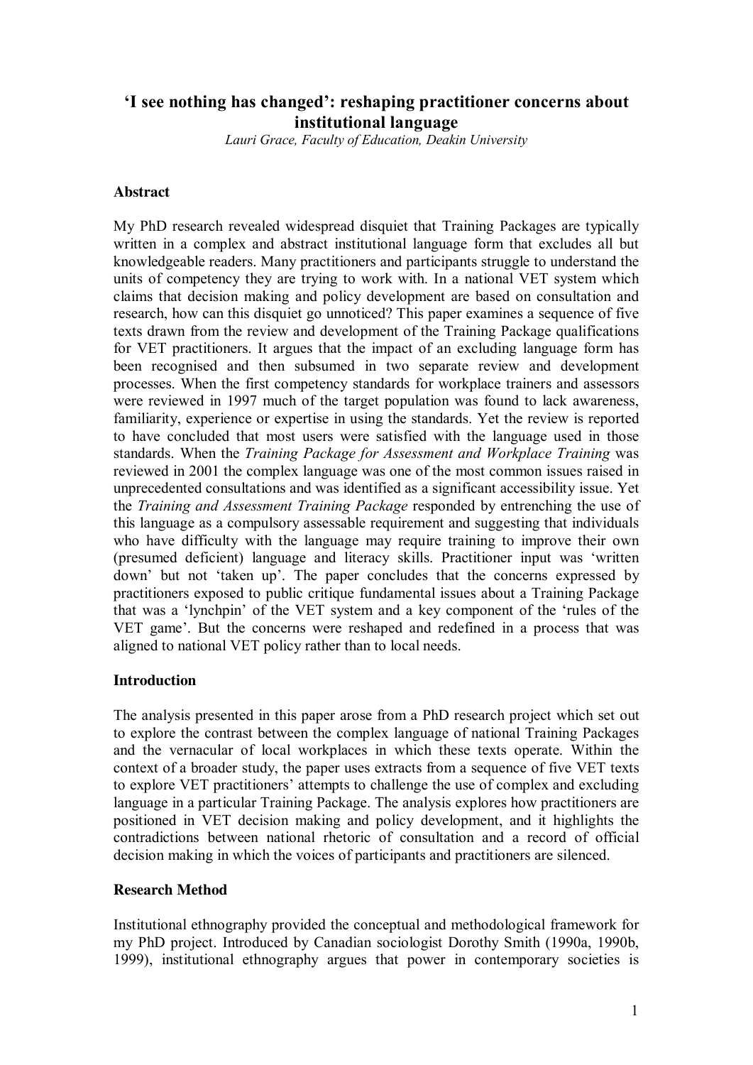# 'I see nothing has changed': reshaping practitioner concerns about institutional language

*Lauri Grace, Faculty of Education, Deakin University*

## Abstract

My PhD research revealed widespread disquiet that Training Packages are typically written in a complex and abstract institutional language form that excludes all but knowledgeable readers. Many practitioners and participants struggle to understand the units of competency they are trying to work with. In a national VET system which claims that decision making and policy development are based on consultation and research, how can this disquiet go unnoticed? This paper examines a sequence of five texts drawn from the review and development of the Training Package qualifications for VET practitioners. It argues that the impact of an excluding language form has been recognised and then subsumed in two separate review and development processes. When the first competency standards for workplace trainers and assessors were reviewed in 1997 much of the target population was found to lack awareness, familiarity, experience or expertise in using the standards. Yet the review is reported to have concluded that most users were satisfied with the language used in those standards. When the *Training Package for Assessment and Workplace Training* was reviewed in 2001 the complex language was one of the most common issues raised in unprecedented consultations and was identified as a significant accessibility issue. Yet the *Training and Assessment Training Package* responded by entrenching the use of this language as a compulsory assessable requirement and suggesting that individuals who have difficulty with the language may require training to improve their own (presumed deficient) language and literacy skills. Practitioner input was 'written down' but not 'taken up'. The paper concludes that the concerns expressed by practitioners exposed to public critique fundamental issues about a Training Package that was a 'lynchpin' of the VET system and a key component of the 'rules of the VET game'. But the concerns were reshaped and redefined in a process that was aligned to national VET policy rather than to local needs.

## Introduction

The analysis presented in this paper arose from a PhD research project which set out to explore the contrast between the complex language of national Training Packages and the vernacular of local workplaces in which these texts operate. Within the context of a broader study, the paper uses extracts from a sequence of five VET texts to explore VET practitioners' attempts to challenge the use of complex and excluding language in a particular Training Package. The analysis explores how practitioners are positioned in VET decision making and policy development, and it highlights the contradictions between national rhetoric of consultation and a record of official decision making in which the voices of participants and practitioners are silenced.

## Research Method

Institutional ethnography provided the conceptual and methodological framework for my PhD project. Introduced by Canadian sociologist Dorothy Smith (1990a, 1990b, 1999), institutional ethnography argues that power in contemporary societies is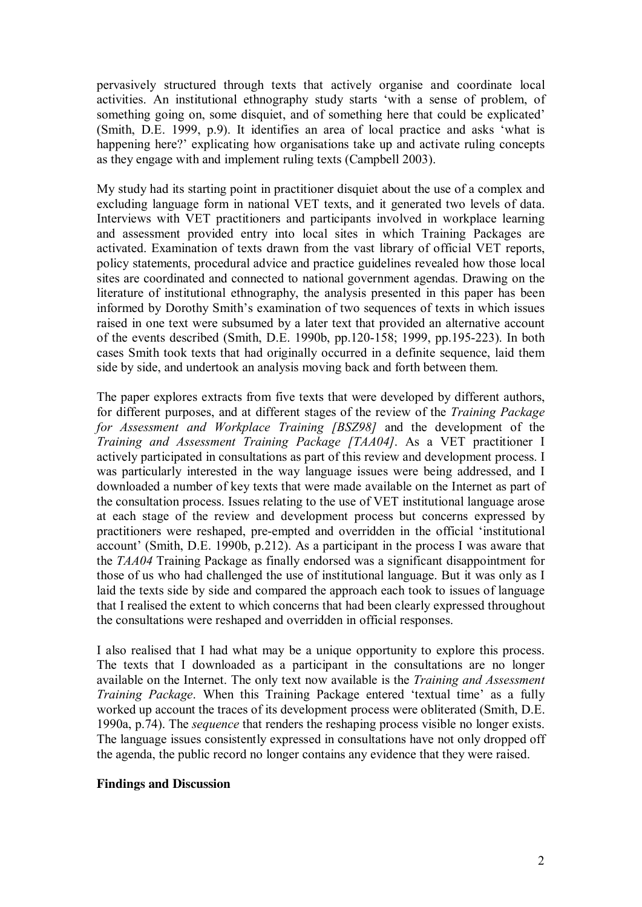pervasively structured through texts that actively organise and coordinate local activities. An institutional ethnography study starts 'with a sense of problem, of something going on, some disquiet, and of something here that could be explicated' (Smith, D.E. 1999, p.9). It identifies an area of local practice and asks 'what is happening here?' explicating how organisations take up and activate ruling concepts as they engage with and implement ruling texts (Campbell 2003).

My study had its starting point in practitioner disquiet about the use of a complex and excluding language form in national VET texts, and it generated two levels of data. Interviews with VET practitioners and participants involved in workplace learning and assessment provided entry into local sites in which Training Packages are activated. Examination of texts drawn from the vast library of official VET reports, policy statements, procedural advice and practice guidelines revealed how those local sites are coordinated and connected to national government agendas. Drawing on the literature of institutional ethnography, the analysis presented in this paper has been informed by Dorothy Smith's examination of two sequences of texts in which issues raised in one text were subsumed by a later text that provided an alternative account of the events described (Smith, D.E. 1990b, pp.120-158; 1999, pp.195-223). In both cases Smith took texts that had originally occurred in a definite sequence, laid them side by side, and undertook an analysis moving back and forth between them.

The paper explores extracts from five texts that were developed by different authors, for different purposes, and at different stages of the review of the *Training Package for Assessment and Workplace Training [BSZ98]* and the development of the *Training and Assessment Training Package [TAA04]*. As a VET practitioner I actively participated in consultations as part of this review and development process. I was particularly interested in the way language issues were being addressed, and I downloaded a number of key texts that were made available on the Internet as part of the consultation process. Issues relating to the use of VET institutional language arose at each stage of the review and development process but concerns expressed by practitioners were reshaped, pre-empted and overridden in the official 'institutional account' (Smith, D.E. 1990b, p.212). As a participant in the process I was aware that the *TAA04* Training Package as finally endorsed was a significant disappointment for those of us who had challenged the use of institutional language. But it was only as I laid the texts side by side and compared the approach each took to issues of language that I realised the extent to which concerns that had been clearly expressed throughout the consultations were reshaped and overridden in official responses.

I also realised that I had what may be a unique opportunity to explore this process. The texts that I downloaded as a participant in the consultations are no longer available on the Internet. The only text now available is the *Training and Assessment Training Package*. When this Training Package entered 'textual time' as a fully worked up account the traces of its development process were obliterated (Smith, D.E. 1990a, p.74). The *sequence* that renders the reshaping process visible no longer exists. The language issues consistently expressed in consultations have not only dropped off the agenda, the public record no longer contains any evidence that they were raised.

**Findings and Discussion**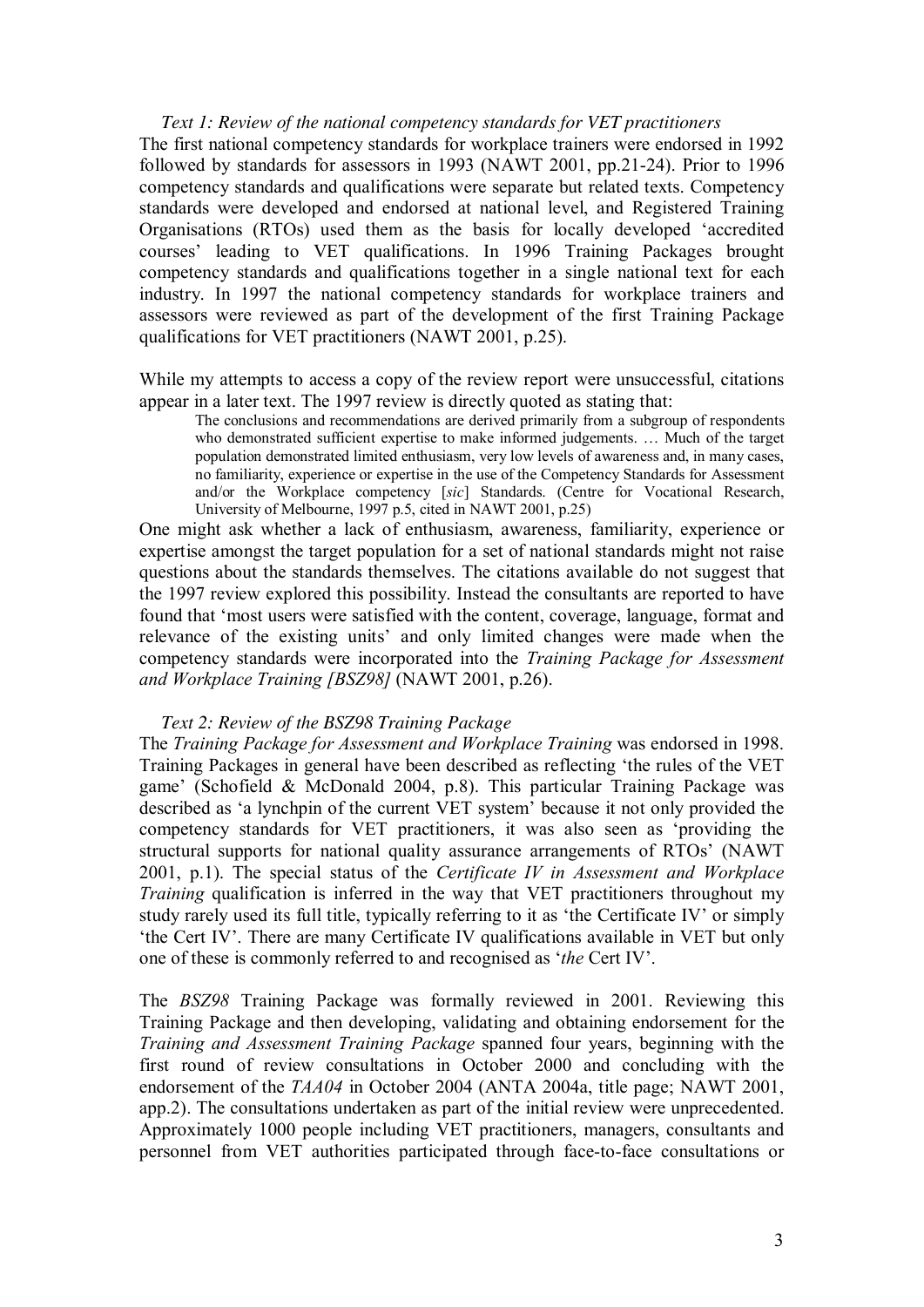*Text 1: Review of the national competency standards for VET practitioners*

The first national competency standards for workplace trainers were endorsed in 1992 followed by standards for assessors in 1993 (NAWT 2001, pp.21-24). Prior to 1996 competency standards and qualifications were separate but related texts. Competency standards were developed and endorsed at national level, and Registered Training Organisations (RTOs) used them as the basis for locally developed 'accredited courses' leading to VET qualifications. In 1996 Training Packages brought competency standards and qualifications together in a single national text for each industry. In 1997 the national competency standards for workplace trainers and assessors were reviewed as part of the development of the first Training Package qualifications for VET practitioners (NAWT 2001, p.25).

While my attempts to access a copy of the review report were unsuccessful, citations appear in a later text. The 1997 review is directly quoted as stating that:

> The conclusions and recommendations are derived primarily from a subgroup of respondents who demonstrated sufficient expertise to make informed judgements. … Much of the target population demonstrated limited enthusiasm, very low levels of awareness and, in many cases, no familiarity, experience or expertise in the use of the Competency Standards for Assessment and/or the Workplace competency [*sic*] Standards. (Centre for Vocational Research, University of Melbourne, 1997 p.5, cited in NAWT 2001, p.25)

One might ask whether a lack of enthusiasm, awareness, familiarity, experience or expertise amongst the target population for a set of national standards might not raise questions about the standards themselves. The citations available do not suggest that the 1997 review explored this possibility. Instead the consultants are reported to have found that 'most users were satisfied with the content, coverage, language, format and relevance of the existing units' and only limited changes were made when the competency standards were incorporated into the *Training Package for Assessment and Workplace Training [BSZ98]* (NAWT 2001, p.26).

*Text 2: Review of the BSZ98 Training Package*

The *Training Package for Assessment and Workplace Training* was endorsed in 1998. Training Packages in general have been described as reflecting 'the rules of the VET game' (Schofield & McDonald 2004, p.8). This particular Training Package was described as 'a lynchpin of the current VET system' because it not only provided the competency standards for VET practitioners, it was also seen as 'providing the structural supports for national quality assurance arrangements of RTOs' (NAWT 2001, p.1). The special status of the *Certificate IV in Assessment and Workplace Training* qualification is inferred in the way that VET practitioners throughout my study rarely used its full title, typically referring to it as 'the Certificate IV' or simply 'the Cert IV'. There are many Certificate IV qualifications available in VET but only one of these is commonly referred to and recognised as '*the* Cert IV'.

The *BSZ98* Training Package was formally reviewed in 2001. Reviewing this Training Package and then developing, validating and obtaining endorsement for the *Training and Assessment Training Package* spanned four years, beginning with the first round of review consultations in October 2000 and concluding with the endorsement of the *TAA04* in October 2004 (ANTA 2004a, title page; NAWT 2001, app.2). The consultations undertaken as part of the initial review were unprecedented. Approximately 1000 people including VET practitioners, managers, consultants and personnel from VET authorities participated through face-to-face consultations or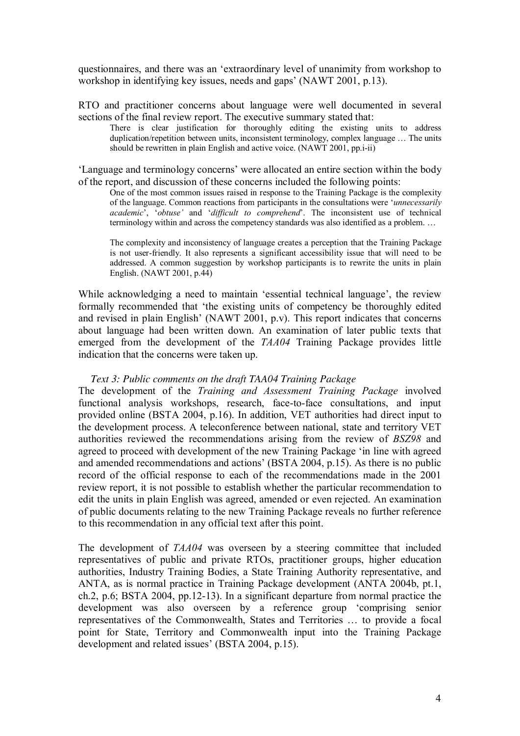questionnaires, and there was an 'extraordinary level of unanimity from workshop to workshop in identifying key issues, needs and gaps' (NAWT 2001, p.13).

RTO and practitioner concerns about language were well documented in several sections of the final review report. The executive summary stated that:

> There is clear justification for thoroughly editing the existing units to address duplication/repetition between units, inconsistent terminology, complex language … The units should be rewritten in plain English and active voice. (NAWT 2001, pp.i-ii)

'Language and terminology concerns' were allocated an entire section within the body of the report, and discussion of these concerns included the following points:

> One of the most common issues raised in response to the Training Package is the complexity of the language. Common reactions from participants in the consultations were '*unnecessarily academic*', '*obtuse'* and '*difficult to comprehend*'. The inconsistent use of technical terminology within and across the competency standards was also identified as a problem. …
>
> The complexity and inconsistency of language creates a perception that the Training Package is not user-friendly. It also represents a significant accessibility issue that will need to be addressed. A common suggestion by workshop participants is to rewrite the units in plain English. (NAWT 2001, p.44)

While acknowledging a need to maintain 'essential technical language', the review formally recommended that 'the existing units of competency be thoroughly edited and revised in plain English' (NAWT 2001, p.v). This report indicates that concerns about language had been written down. An examination of later public texts that emerged from the development of the *TAA04* Training Package provides little indication that the concerns were taken up.

*Text 3: Public comments on the draft TAA04 Training Package*

The development of the *Training and Assessment Training Package* involved functional analysis workshops, research, face-to-face consultations, and input provided online (BSTA 2004, p.16). In addition, VET authorities had direct input to the development process. A teleconference between national, state and territory VET authorities reviewed the recommendations arising from the review of *BSZ98* and agreed to proceed with development of the new Training Package 'in line with agreed and amended recommendations and actions' (BSTA 2004, p.15). As there is no public record of the official response to each of the recommendations made in the 2001 review report, it is not possible to establish whether the particular recommendation to edit the units in plain English was agreed, amended or even rejected. An examination of public documents relating to the new Training Package reveals no further reference to this recommendation in any official text after this point.

The development of *TAA04* was overseen by a steering committee that included representatives of public and private RTOs, practitioner groups, higher education authorities, Industry Training Bodies, a State Training Authority representative, and ANTA, as is normal practice in Training Package development (ANTA 2004b, pt.1, ch.2, p.6; BSTA 2004, pp.12-13). In a significant departure from normal practice the development was also overseen by a reference group 'comprising senior representatives of the Commonwealth, States and Territories … to provide a focal point for State, Territory and Commonwealth input into the Training Package development and related issues' (BSTA 2004, p.15).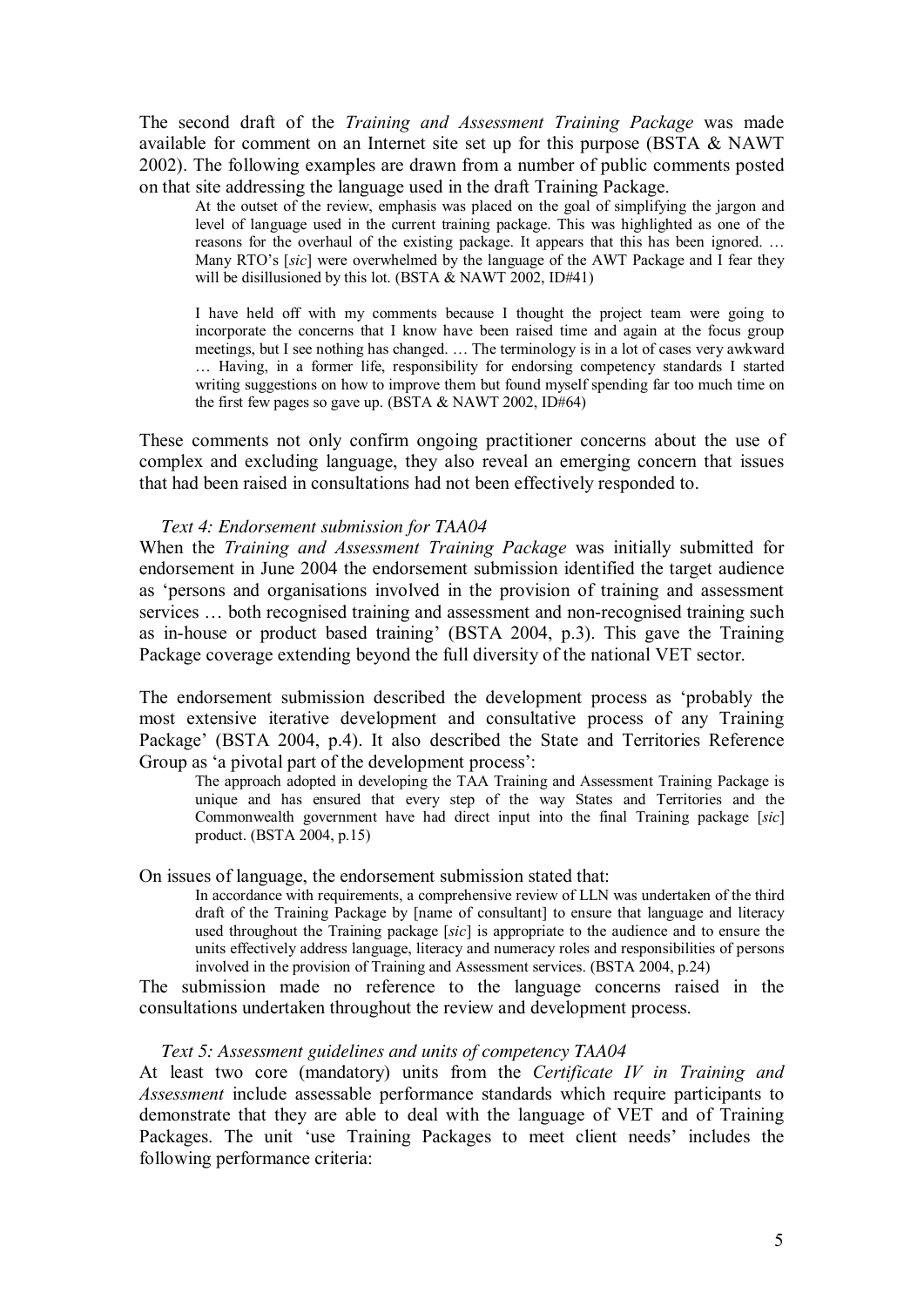The second draft of the *Training and Assessment Training Package* was made available for comment on an Internet site set up for this purpose (BSTA & NAWT 2002). The following examples are drawn from a number of public comments posted on that site addressing the language used in the draft Training Package.

> At the outset of the review, emphasis was placed on the goal of simplifying the jargon and level of language used in the current training package. This was highlighted as one of the reasons for the overhaul of the existing package. It appears that this has been ignored. … Many RTO's [*sic*] were overwhelmed by the language of the AWT Package and I fear they will be disillusioned by this lot. (BSTA & NAWT 2002, ID#41)

> I have held off with my comments because I thought the project team were going to incorporate the concerns that I know have been raised time and again at the focus group meetings, but I see nothing has changed. … The terminology is in a lot of cases very awkward … Having, in a former life, responsibility for endorsing competency standards I started writing suggestions on how to improve them but found myself spending far too much time on the first few pages so gave up. (BSTA & NAWT 2002, ID#64)

These comments not only confirm ongoing practitioner concerns about the use of complex and excluding language, they also reveal an emerging concern that issues that had been raised in consultations had not been effectively responded to.

*Text 4: Endorsement submission for TAA04*

When the *Training and Assessment Training Package* was initially submitted for endorsement in June 2004 the endorsement submission identified the target audience as 'persons and organisations involved in the provision of training and assessment services … both recognised training and assessment and non-recognised training such as in-house or product based training' (BSTA 2004, p.3). This gave the Training Package coverage extending beyond the full diversity of the national VET sector.

The endorsement submission described the development process as 'probably the most extensive iterative development and consultative process of any Training Package' (BSTA 2004, p.4). It also described the State and Territories Reference Group as 'a pivotal part of the development process':

> The approach adopted in developing the TAA Training and Assessment Training Package is unique and has ensured that every step of the way States and Territories and the Commonwealth government have had direct input into the final Training package [*sic*] product. (BSTA 2004, p.15)

On issues of language, the endorsement submission stated that:

> In accordance with requirements, a comprehensive review of LLN was undertaken of the third draft of the Training Package by [name of consultant] to ensure that language and literacy used throughout the Training package [*sic*] is appropriate to the audience and to ensure the units effectively address language, literacy and numeracy roles and responsibilities of persons involved in the provision of Training and Assessment services. (BSTA 2004, p.24)

The submission made no reference to the language concerns raised in the consultations undertaken throughout the review and development process.

*Text 5: Assessment guidelines and units of competency TAA04*

At least two core (mandatory) units from the *Certificate IV in Training and Assessment* include assessable performance standards which require participants to demonstrate that they are able to deal with the language of VET and of Training Packages. The unit 'use Training Packages to meet client needs' includes the following performance criteria: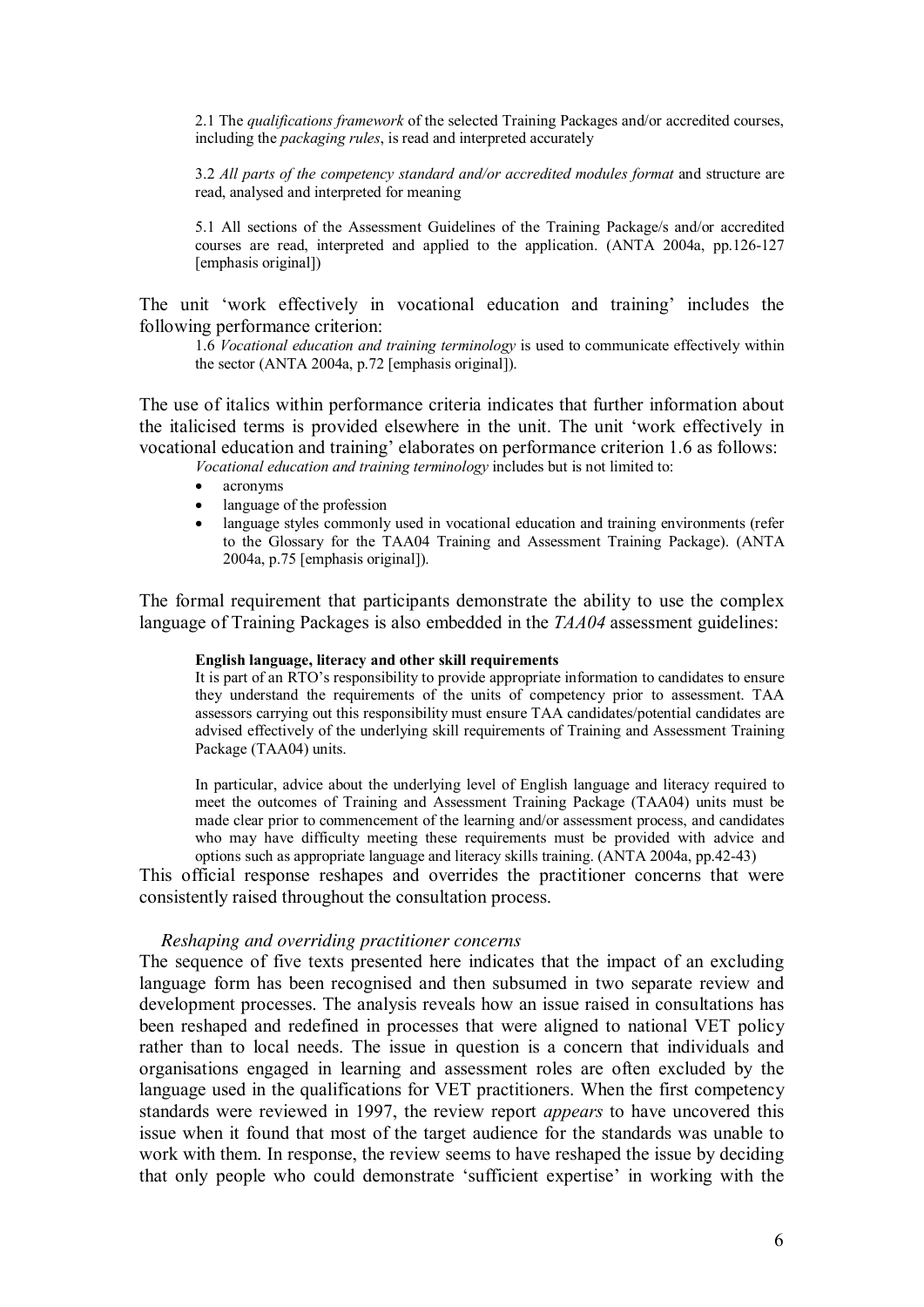> 2.1 The *qualifications framework* of the selected Training Packages and/or accredited courses, including the *packaging rules*, is read and interpreted accurately
>
> 3.2 *All parts of the competency standard and/or accredited modules format* and structure are read, analysed and interpreted for meaning
>
> 5.1 All sections of the Assessment Guidelines of the Training Package/s and/or accredited courses are read, interpreted and applied to the application. (ANTA 2004a, pp.126-127 [emphasis original])

The unit 'work effectively in vocational education and training' includes the following performance criterion:

> 1.6 *Vocational education and training terminology* is used to communicate effectively within the sector (ANTA 2004a, p.72 [emphasis original]).

The use of italics within performance criteria indicates that further information about the italicised terms is provided elsewhere in the unit. The unit 'work effectively in vocational education and training' elaborates on performance criterion 1.6 as follows:

> *Vocational education and training terminology* includes but is not limited to:
>
> - acronyms
> - language of the profession
> - language styles commonly used in vocational education and training environments (refer to the Glossary for the TAA04 Training and Assessment Training Package). (ANTA 2004a, p.75 [emphasis original]).

The formal requirement that participants demonstrate the ability to use the complex language of Training Packages is also embedded in the *TAA04* assessment guidelines:

> **English language, literacy and other skill requirements**
>
> It is part of an RTO's responsibility to provide appropriate information to candidates to ensure they understand the requirements of the units of competency prior to assessment. TAA assessors carrying out this responsibility must ensure TAA candidates/potential candidates are advised effectively of the underlying skill requirements of Training and Assessment Training Package (TAA04) units.
>
> In particular, advice about the underlying level of English language and literacy required to meet the outcomes of Training and Assessment Training Package (TAA04) units must be made clear prior to commencement of the learning and/or assessment process, and candidates who may have difficulty meeting these requirements must be provided with advice and options such as appropriate language and literacy skills training. (ANTA 2004a, pp.42-43)

This official response reshapes and overrides the practitioner concerns that were consistently raised throughout the consultation process.

### *Reshaping and overriding practitioner concerns*

The sequence of five texts presented here indicates that the impact of an excluding language form has been recognised and then subsumed in two separate review and development processes. The analysis reveals how an issue raised in consultations has been reshaped and redefined in processes that were aligned to national VET policy rather than to local needs. The issue in question is a concern that individuals and organisations engaged in learning and assessment roles are often excluded by the language used in the qualifications for VET practitioners. When the first competency standards were reviewed in 1997, the review report *appears* to have uncovered this issue when it found that most of the target audience for the standards was unable to work with them. In response, the review seems to have reshaped the issue by deciding that only people who could demonstrate 'sufficient expertise' in working with the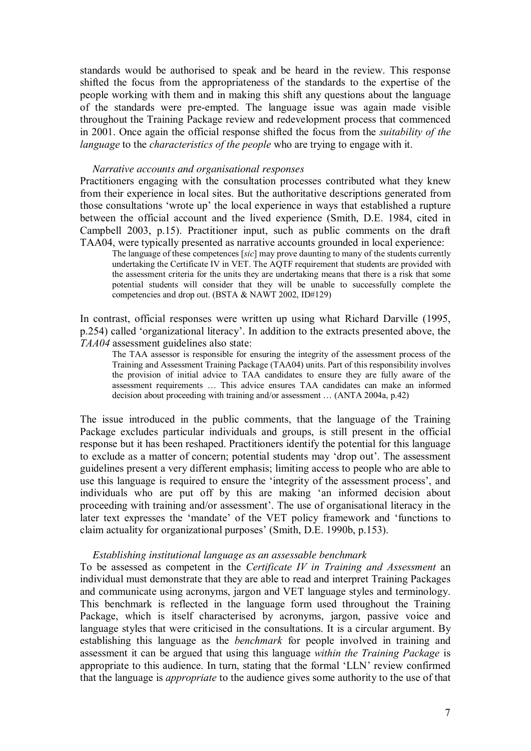standards would be authorised to speak and be heard in the review. This response shifted the focus from the appropriateness of the standards to the expertise of the people working with them and in making this shift any questions about the language of the standards were pre-empted. The language issue was again made visible throughout the Training Package review and redevelopment process that commenced in 2001. Once again the official response shifted the focus from the *suitability of the language* to the *characteristics of the people* who are trying to engage with it.

*Narrative accounts and organisational responses*

Practitioners engaging with the consultation processes contributed what they knew from their experience in local sites. But the authoritative descriptions generated from those consultations 'wrote up' the local experience in ways that established a rupture between the official account and the lived experience (Smith, D.E. 1984, cited in Campbell 2003, p.15). Practitioner input, such as public comments on the draft TAA04, were typically presented as narrative accounts grounded in local experience:

> The language of these competences [*sic*] may prove daunting to many of the students currently undertaking the Certificate IV in VET. The AQTF requirement that students are provided with the assessment criteria for the units they are undertaking means that there is a risk that some potential students will consider that they will be unable to successfully complete the competencies and drop out. (BSTA & NAWT 2002, ID#129)

In contrast, official responses were written up using what Richard Darville (1995, p.254) called 'organizational literacy'. In addition to the extracts presented above, the *TAA04* assessment guidelines also state:

> The TAA assessor is responsible for ensuring the integrity of the assessment process of the Training and Assessment Training Package (TAA04) units. Part of this responsibility involves the provision of initial advice to TAA candidates to ensure they are fully aware of the assessment requirements … This advice ensures TAA candidates can make an informed decision about proceeding with training and/or assessment … (ANTA 2004a, p.42)

The issue introduced in the public comments, that the language of the Training Package excludes particular individuals and groups, is still present in the official response but it has been reshaped. Practitioners identify the potential for this language to exclude as a matter of concern; potential students may 'drop out'. The assessment guidelines present a very different emphasis; limiting access to people who are able to use this language is required to ensure the 'integrity of the assessment process', and individuals who are put off by this are making 'an informed decision about proceeding with training and/or assessment'. The use of organisational literacy in the later text expresses the 'mandate' of the VET policy framework and 'functions to claim actuality for organizational purposes' (Smith, D.E. 1990b, p.153).

*Establishing institutional language as an assessable benchmark*

To be assessed as competent in the *Certificate IV in Training and Assessment* an individual must demonstrate that they are able to read and interpret Training Packages and communicate using acronyms, jargon and VET language styles and terminology. This benchmark is reflected in the language form used throughout the Training Package, which is itself characterised by acronyms, jargon, passive voice and language styles that were criticised in the consultations. It is a circular argument. By establishing this language as the *benchmark* for people involved in training and assessment it can be argued that using this language *within the Training Package* is appropriate to this audience. In turn, stating that the formal 'LLN' review confirmed that the language is *appropriate* to the audience gives some authority to the use of that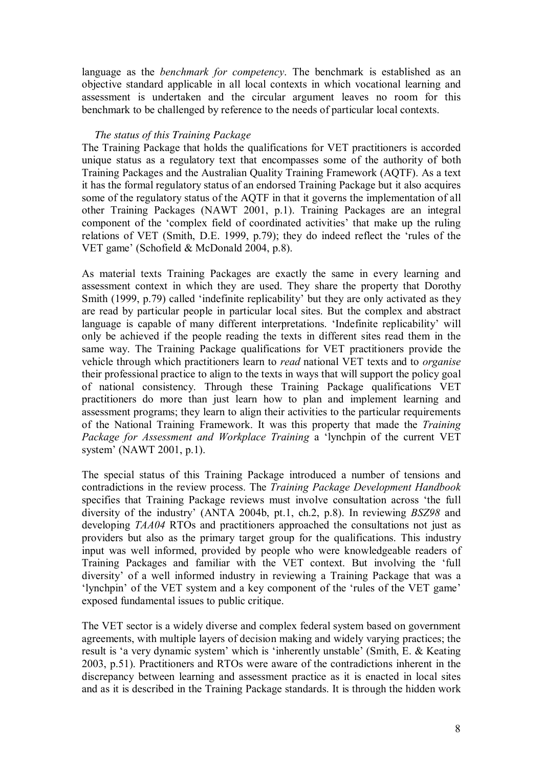language as the *benchmark for competency*. The benchmark is established as an objective standard applicable in all local contexts in which vocational learning and assessment is undertaken and the circular argument leaves no room for this benchmark to be challenged by reference to the needs of particular local contexts.

### *The status of this Training Package*

The Training Package that holds the qualifications for VET practitioners is accorded unique status as a regulatory text that encompasses some of the authority of both Training Packages and the Australian Quality Training Framework (AQTF). As a text it has the formal regulatory status of an endorsed Training Package but it also acquires some of the regulatory status of the AQTF in that it governs the implementation of all other Training Packages (NAWT 2001, p.1). Training Packages are an integral component of the 'complex field of coordinated activities' that make up the ruling relations of VET (Smith, D.E. 1999, p.79); they do indeed reflect the 'rules of the VET game' (Schofield & McDonald 2004, p.8).

As material texts Training Packages are exactly the same in every learning and assessment context in which they are used. They share the property that Dorothy Smith (1999, p.79) called 'indefinite replicability' but they are only activated as they are read by particular people in particular local sites. But the complex and abstract language is capable of many different interpretations. 'Indefinite replicability' will only be achieved if the people reading the texts in different sites read them in the same way. The Training Package qualifications for VET practitioners provide the vehicle through which practitioners learn to *read* national VET texts and to *organise* their professional practice to align to the texts in ways that will support the policy goal of national consistency. Through these Training Package qualifications VET practitioners do more than just learn how to plan and implement learning and assessment programs; they learn to align their activities to the particular requirements of the National Training Framework. It was this property that made the *Training Package for Assessment and Workplace Training* a 'lynchpin of the current VET system' (NAWT 2001, p.1).

The special status of this Training Package introduced a number of tensions and contradictions in the review process. The *Training Package Development Handbook* specifies that Training Package reviews must involve consultation across 'the full diversity of the industry' (ANTA 2004b, pt.1, ch.2, p.8). In reviewing *BSZ98* and developing *TAA04* RTOs and practitioners approached the consultations not just as providers but also as the primary target group for the qualifications. This industry input was well informed, provided by people who were knowledgeable readers of Training Packages and familiar with the VET context. But involving the 'full diversity' of a well informed industry in reviewing a Training Package that was a 'lynchpin' of the VET system and a key component of the 'rules of the VET game' exposed fundamental issues to public critique.

The VET sector is a widely diverse and complex federal system based on government agreements, with multiple layers of decision making and widely varying practices; the result is 'a very dynamic system' which is 'inherently unstable' (Smith, E. & Keating 2003, p.51). Practitioners and RTOs were aware of the contradictions inherent in the discrepancy between learning and assessment practice as it is enacted in local sites and as it is described in the Training Package standards. It is through the hidden work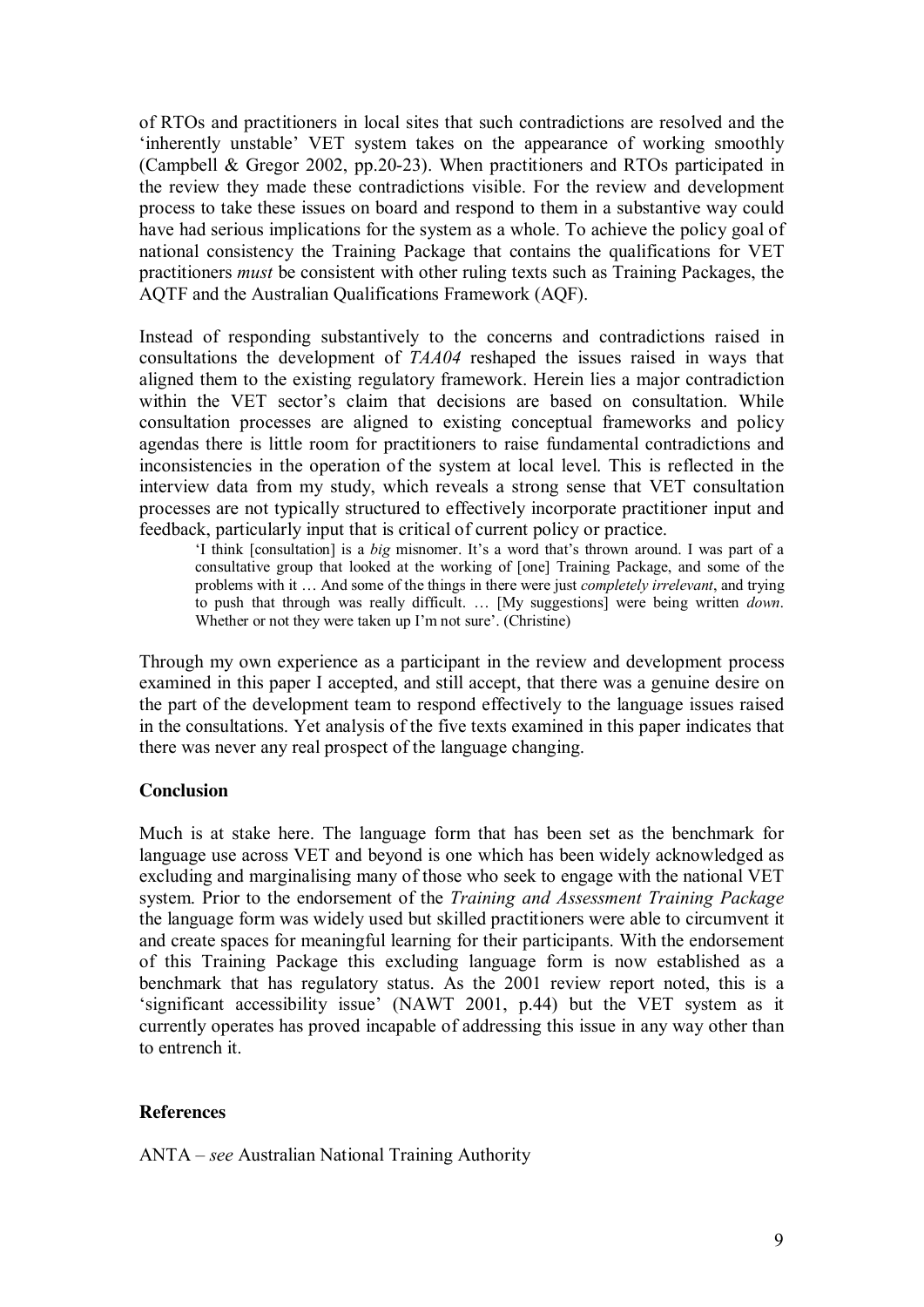of RTOs and practitioners in local sites that such contradictions are resolved and the 'inherently unstable' VET system takes on the appearance of working smoothly (Campbell & Gregor 2002, pp.20-23). When practitioners and RTOs participated in the review they made these contradictions visible. For the review and development process to take these issues on board and respond to them in a substantive way could have had serious implications for the system as a whole. To achieve the policy goal of national consistency the Training Package that contains the qualifications for VET practitioners *must* be consistent with other ruling texts such as Training Packages, the AQTF and the Australian Qualifications Framework (AQF).

Instead of responding substantively to the concerns and contradictions raised in consultations the development of *TAA04* reshaped the issues raised in ways that aligned them to the existing regulatory framework. Herein lies a major contradiction within the VET sector's claim that decisions are based on consultation. While consultation processes are aligned to existing conceptual frameworks and policy agendas there is little room for practitioners to raise fundamental contradictions and inconsistencies in the operation of the system at local level. This is reflected in the interview data from my study, which reveals a strong sense that VET consultation processes are not typically structured to effectively incorporate practitioner input and feedback, particularly input that is critical of current policy or practice.

> 'I think [consultation] is a *big* misnomer. It's a word that's thrown around. I was part of a consultative group that looked at the working of [one] Training Package, and some of the problems with it … And some of the things in there were just *completely irrelevant*, and trying to push that through was really difficult. … [My suggestions] were being written *down*. Whether or not they were taken up I'm not sure'. (Christine)

Through my own experience as a participant in the review and development process examined in this paper I accepted, and still accept, that there was a genuine desire on the part of the development team to respond effectively to the language issues raised in the consultations. Yet analysis of the five texts examined in this paper indicates that there was never any real prospect of the language changing.

## Conclusion

Much is at stake here. The language form that has been set as the benchmark for language use across VET and beyond is one which has been widely acknowledged as excluding and marginalising many of those who seek to engage with the national VET system. Prior to the endorsement of the *Training and Assessment Training Package* the language form was widely used but skilled practitioners were able to circumvent it and create spaces for meaningful learning for their participants. With the endorsement of this Training Package this excluding language form is now established as a benchmark that has regulatory status. As the 2001 review report noted, this is a 'significant accessibility issue' (NAWT 2001, p.44) but the VET system as it currently operates has proved incapable of addressing this issue in any way other than to entrench it.

## References

ANTA – *see* Australian National Training Authority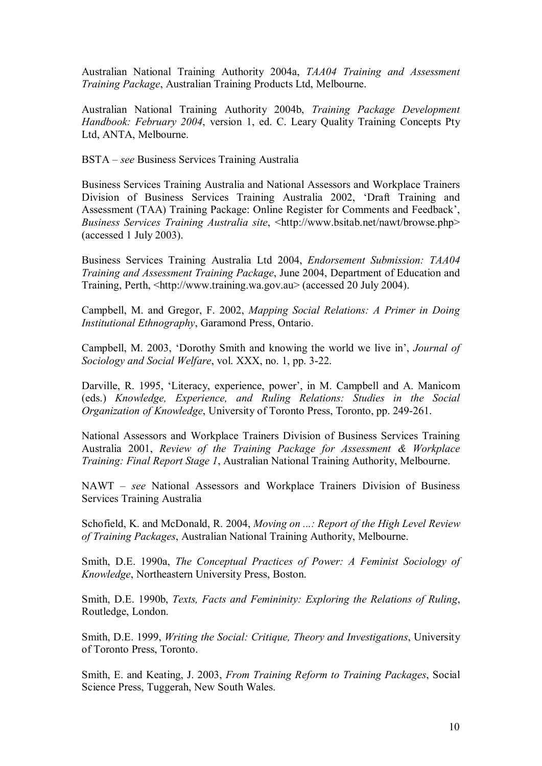Australian National Training Authority 2004a, *TAA04 Training and Assessment Training Package*, Australian Training Products Ltd, Melbourne.

Australian National Training Authority 2004b, *Training Package Development Handbook: February 2004*, version 1, ed. C. Leary Quality Training Concepts Pty Ltd, ANTA, Melbourne.

BSTA – *see* Business Services Training Australia

Business Services Training Australia and National Assessors and Workplace Trainers Division of Business Services Training Australia 2002, 'Draft Training and Assessment (TAA) Training Package: Online Register for Comments and Feedback', *Business Services Training Australia site*, <http://www.bsitab.net/nawt/browse.php> (accessed 1 July 2003).

Business Services Training Australia Ltd 2004, *Endorsement Submission: TAA04 Training and Assessment Training Package*, June 2004, Department of Education and Training, Perth, <http://www.training.wa.gov.au> (accessed 20 July 2004).

Campbell, M. and Gregor, F. 2002, *Mapping Social Relations: A Primer in Doing Institutional Ethnography*, Garamond Press, Ontario.

Campbell, M. 2003, 'Dorothy Smith and knowing the world we live in', *Journal of Sociology and Social Welfare*, vol. XXX, no. 1, pp. 3-22.

Darville, R. 1995, 'Literacy, experience, power', in M. Campbell and A. Manicom (eds.) *Knowledge, Experience, and Ruling Relations: Studies in the Social Organization of Knowledge*, University of Toronto Press, Toronto, pp. 249-261.

National Assessors and Workplace Trainers Division of Business Services Training Australia 2001, *Review of the Training Package for Assessment & Workplace Training: Final Report Stage 1*, Australian National Training Authority, Melbourne.

NAWT – *see* National Assessors and Workplace Trainers Division of Business Services Training Australia

Schofield, K. and McDonald, R. 2004, *Moving on ...: Report of the High Level Review of Training Packages*, Australian National Training Authority, Melbourne.

Smith, D.E. 1990a, *The Conceptual Practices of Power: A Feminist Sociology of Knowledge*, Northeastern University Press, Boston.

Smith, D.E. 1990b, *Texts, Facts and Femininity: Exploring the Relations of Ruling*, Routledge, London.

Smith, D.E. 1999, *Writing the Social: Critique, Theory and Investigations*, University of Toronto Press, Toronto.

Smith, E. and Keating, J. 2003, *From Training Reform to Training Packages*, Social Science Press, Tuggerah, New South Wales.